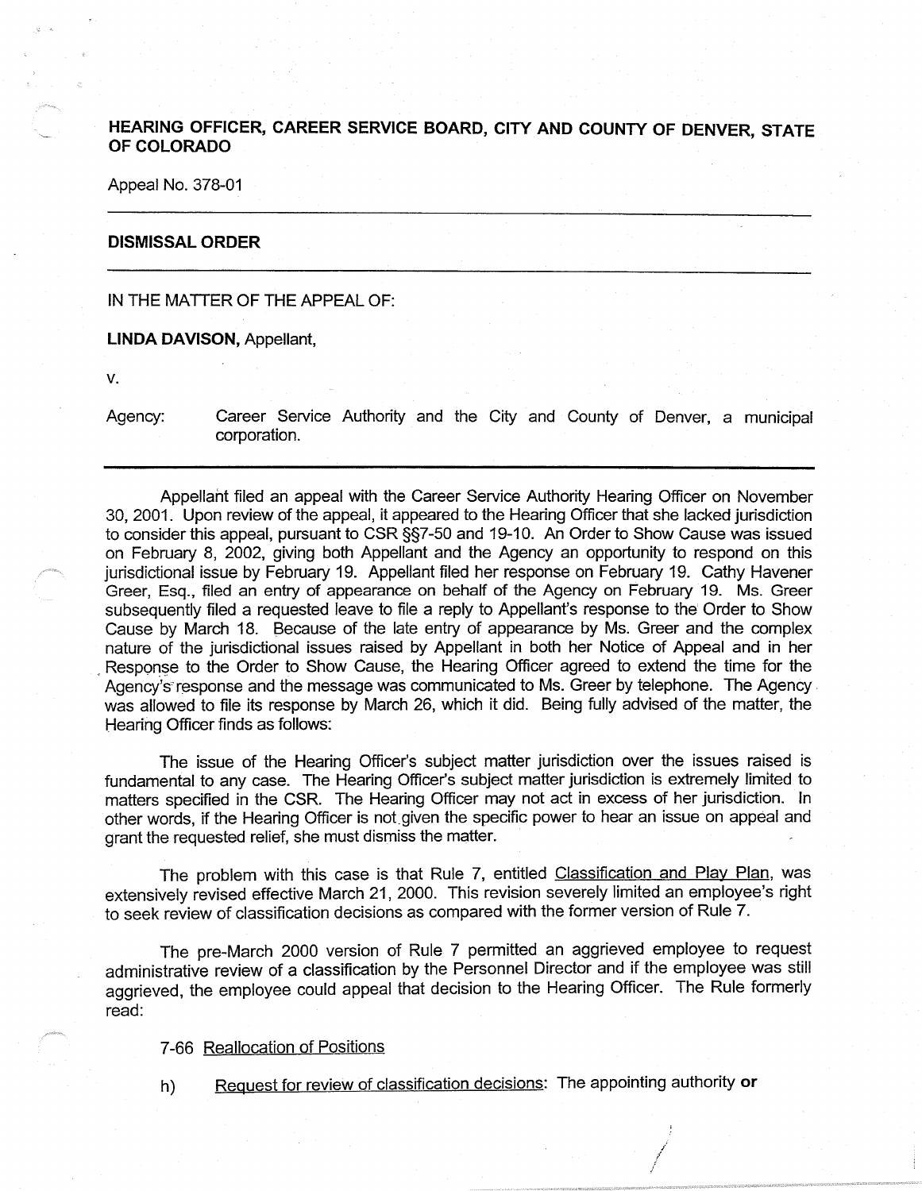**HEARING OFFICER, CAREER SERVICE BOARD, CITY AND COUNTY OF DENVER, STATE OF COLORADO**

Appeal No. 378-01

---

**DISMISSAL ORDER**

---

IN THE MATTER OF THE APPEAL OF:

**LINDA DAVISON,** Appellant,

v.

Agency: Career Service Authority and the City and County of Denver, a municipal corporation.

---

Appellant filed an appeal with the Career Service Authority Hearing Officer on November 30, 2001. Upon review of the appeal, it appeared to the Hearing Officer that she lacked jurisdiction to consider this appeal, pursuant to CSR §§7-50 and 19-10. An Order to Show Cause was issued on February 8, 2002, giving both Appellant and the Agency an opportunity to respond on this jurisdictional issue by February 19. Appellant filed her response on February 19. Cathy Havener Greer, Esq., filed an entry of appearance on behalf of the Agency on February 19. Ms. Greer subsequently filed a requested leave to file a reply to Appellant's response to the Order to Show Cause by March 18. Because of the late entry of appearance by Ms. Greer and the complex nature of the jurisdictional issues raised by Appellant in both her Notice of Appeal and in her Response to the Order to Show Cause, the Hearing Officer agreed to extend the time for the Agency's response and the message was communicated to Ms. Greer by telephone. The Agency was allowed to file its response by March 26, which it did. Being fully advised of the matter, the Hearing Officer finds as follows:

The issue of the Hearing Officer's subject matter jurisdiction over the issues raised is fundamental to any case. The Hearing Officer's subject matter jurisdiction is extremely limited to matters specified in the CSR. The Hearing Officer may not act in excess of her jurisdiction. In other words, if the Hearing Officer is not given the specific power to hear an issue on appeal and grant the requested relief, she must dismiss the matter.

The problem with this case is that Rule 7, entitled Classification and Play Plan, was extensively revised effective March 21, 2000. This revision severely limited an employee's right to seek review of classification decisions as compared with the former version of Rule 7.

The pre-March 2000 version of Rule 7 permitted an aggrieved employee to request administrative review of a classification by the Personnel Director and if the employee was still aggrieved, the employee could appeal that decision to the Hearing Officer. The Rule formerly read:

7-66 Reallocation of Positions

h) Request for review of classification decisions: The appointing authority **or**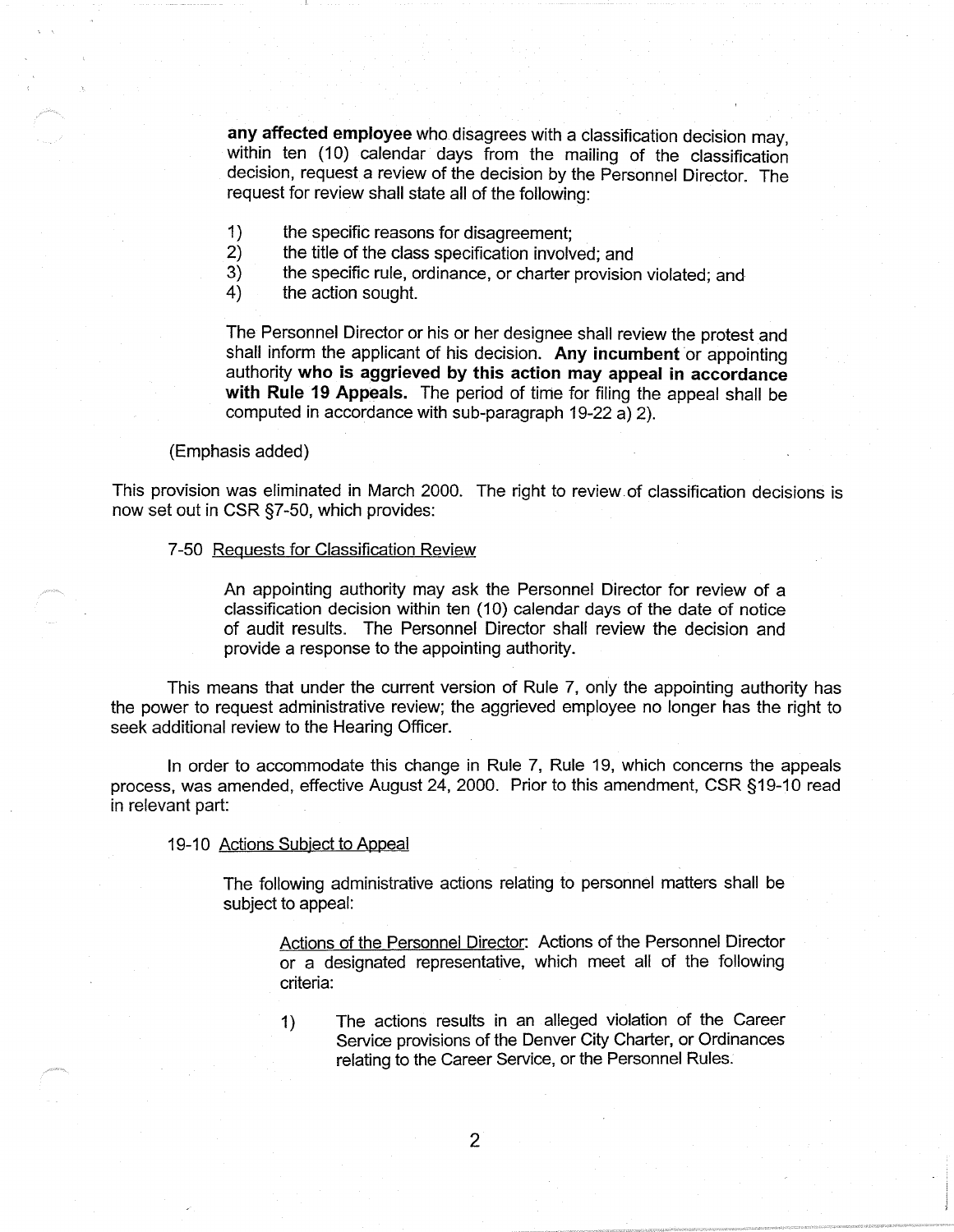**any affected employee** who disagrees with a classification decision may, within ten (10) calendar days from the mailing of the classification decision, request a review of the decision by the Personnel Director. The request for review shall state all of the following:

1) the specific reasons for disagreement;
2) the title of the class specification involved; and
3) the specific rule, ordinance, or charter provision violated; and
4) the action sought.

The Personnel Director or his or her designee shall review the protest and shall inform the applicant of his decision. **Any incumbent** or appointing authority **who is aggrieved by this action may appeal in accordance with Rule 19 Appeals.** The period of time for filing the appeal shall be computed in accordance with sub-paragraph 19-22 a) 2).

(Emphasis added)

This provision was eliminated in March 2000. The right to review of classification decisions is now set out in CSR §7-50, which provides:

7-50 Requests for Classification Review

An appointing authority may ask the Personnel Director for review of a classification decision within ten (10) calendar days of the date of notice of audit results. The Personnel Director shall review the decision and provide a response to the appointing authority.

This means that under the current version of Rule 7, only the appointing authority has the power to request administrative review; the aggrieved employee no longer has the right to seek additional review to the Hearing Officer.

In order to accommodate this change in Rule 7, Rule 19, which concerns the appeals process, was amended, effective August 24, 2000. Prior to this amendment, CSR §19-10 read in relevant part:

19-10 Actions Subject to Appeal

The following administrative actions relating to personnel matters shall be subject to appeal:

Actions of the Personnel Director: Actions of the Personnel Director or a designated representative, which meet all of the following criteria:

1) The actions results in an alleged violation of the Career Service provisions of the Denver City Charter, or Ordinances relating to the Career Service, or the Personnel Rules.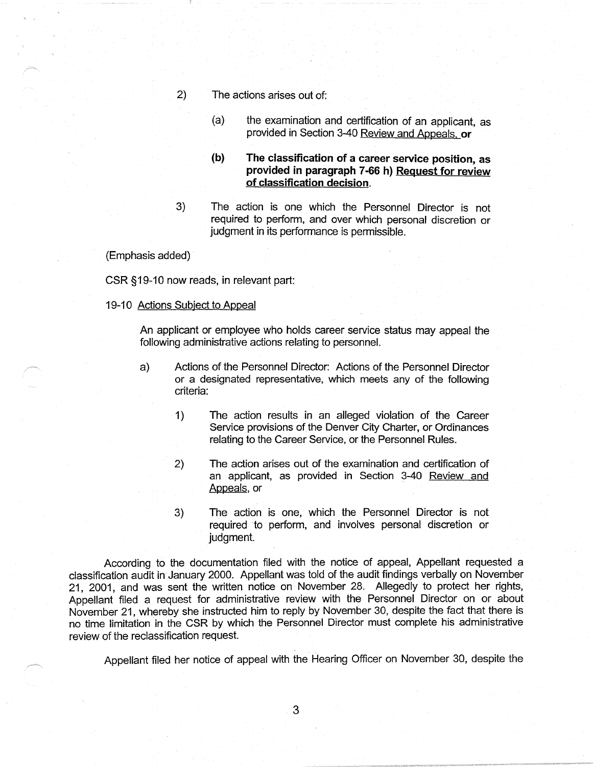2) The actions arises out of:

   (a) the examination and certification of an applicant, as provided in Section 3-40 Review and Appeals, **or**

   **(b) The classification of a career service position, as provided in paragraph 7-66 h) Request for review of classification decision.**

3) The action is one which the Personnel Director is not required to perform, and over which personal discretion or judgment in its performance is permissible.

(Emphasis added)

CSR §19-10 now reads, in relevant part:

19-10 Actions Subject to Appeal

> An applicant or employee who holds career service status may appeal the following administrative actions relating to personnel.
>
> a) Actions of the Personnel Director: Actions of the Personnel Director or a designated representative, which meets any of the following criteria:
>
> 1) The action results in an alleged violation of the Career Service provisions of the Denver City Charter, or Ordinances relating to the Career Service, or the Personnel Rules.
>
> 2) The action arises out of the examination and certification of an applicant, as provided in Section 3-40 Review and Appeals, or
>
> 3) The action is one, which the Personnel Director is not required to perform, and involves personal discretion or judgment.

According to the documentation filed with the notice of appeal, Appellant requested a classification audit in January 2000. Appellant was told of the audit findings verbally on November 21, 2001, and was sent the written notice on November 28. Allegedly to protect her rights, Appellant filed a request for administrative review with the Personnel Director on or about November 21, whereby she instructed him to reply by November 30, despite the fact that there is no time limitation in the CSR by which the Personnel Director must complete his administrative review of the reclassification request.

Appellant filed her notice of appeal with the Hearing Officer on November 30, despite the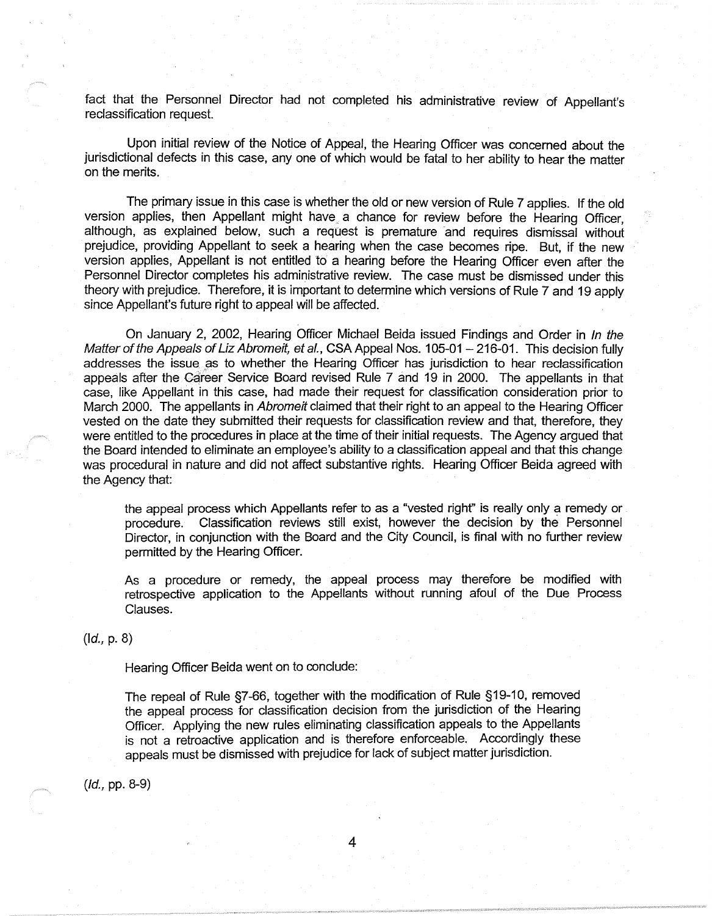fact that the Personnel Director had not completed his administrative review of Appellant's reclassification request.

Upon initial review of the Notice of Appeal, the Hearing Officer was concerned about the jurisdictional defects in this case, any one of which would be fatal to her ability to hear the matter on the merits.

The primary issue in this case is whether the old or new version of Rule 7 applies. If the old version applies, then Appellant might have a chance for review before the Hearing Officer, although, as explained below, such a request is premature and requires dismissal without prejudice, providing Appellant to seek a hearing when the case becomes ripe. But, if the new version applies, Appellant is not entitled to a hearing before the Hearing Officer even after the Personnel Director completes his administrative review. The case must be dismissed under this theory with prejudice. Therefore, it is important to determine which versions of Rule 7 and 19 apply since Appellant's future right to appeal will be affected.

On January 2, 2002, Hearing Officer Michael Beida issued Findings and Order in *In the Matter of the Appeals of Liz Abromeit, et al.*, CSA Appeal Nos. 105-01 – 216-01. This decision fully addresses the issue as to whether the Hearing Officer has jurisdiction to hear reclassification appeals after the Career Service Board revised Rule 7 and 19 in 2000. The appellants in that case, like Appellant in this case, had made their request for classification consideration prior to March 2000. The appellants in *Abromeit* claimed that their right to an appeal to the Hearing Officer vested on the date they submitted their requests for classification review and that, therefore, they were entitled to the procedures in place at the time of their initial requests. The Agency argued that the Board intended to eliminate an employee's ability to a classification appeal and that this change was procedural in nature and did not affect substantive rights. Hearing Officer Beida agreed with the Agency that:

> the appeal process which Appellants refer to as a "vested right" is really only a remedy or procedure. Classification reviews still exist, however the decision by the Personnel Director, in conjunction with the Board and the City Council, is final with no further review permitted by the Hearing Officer.
>
> As a procedure or remedy, the appeal process may therefore be modified with retrospective application to the Appellants without running afoul of the Due Process Clauses.

(*Id.*, p. 8)

Hearing Officer Beida went on to conclude:

> The repeal of Rule §7-66, together with the modification of Rule §19-10, removed the appeal process for classification decision from the jurisdiction of the Hearing Officer. Applying the new rules eliminating classification appeals to the Appellants is not a retroactive application and is therefore enforceable. Accordingly these appeals must be dismissed with prejudice for lack of subject matter jurisdiction.

(*Id.*, pp. 8-9)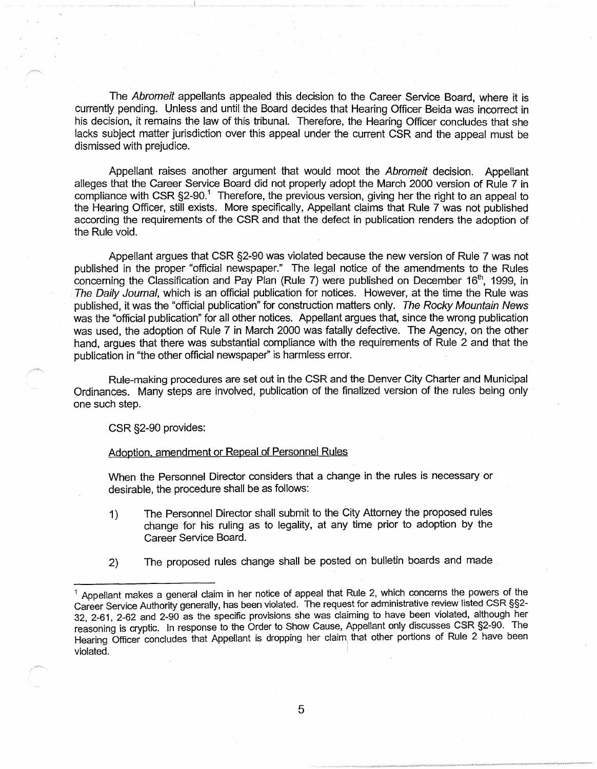The *Abromeit* appellants appealed this decision to the Career Service Board, where it is currently pending. Unless and until the Board decides that Hearing Officer Beida was incorrect in his decision, it remains the law of this tribunal. Therefore, the Hearing Officer concludes that she lacks subject matter jurisdiction over this appeal under the current CSR and the appeal must be dismissed with prejudice.

Appellant raises another argument that would moot the *Abromeit* decision. Appellant alleges that the Career Service Board did not properly adopt the March 2000 version of Rule 7 in compliance with CSR §2-90.[1] Therefore, the previous version, giving her the right to an appeal to the Hearing Officer, still exists. More specifically, Appellant claims that Rule 7 was not published according the requirements of the CSR and that the defect in publication renders the adoption of the Rule void.

Appellant argues that CSR §2-90 was violated because the new version of Rule 7 was not published in the proper "official newspaper." The legal notice of the amendments to the Rules concerning the Classification and Pay Plan (Rule 7) were published on December 16th, 1999, in *The Daily Journal*, which is an official publication for notices. However, at the time the Rule was published, it was the "official publication" for construction matters only. *The Rocky Mountain News* was the "official publication" for all other notices. Appellant argues that, since the wrong publication was used, the adoption of Rule 7 in March 2000 was fatally defective. The Agency, on the other hand, argues that there was substantial compliance with the requirements of Rule 2 and that the publication in "the other official newspaper" is harmless error.

Rule-making procedures are set out in the CSR and the Denver City Charter and Municipal Ordinances. Many steps are involved, publication of the finalized version of the rules being only one such step.

CSR §2-90 provides:

<u>Adoption, amendment or Repeal of Personnel Rules</u>

When the Personnel Director considers that a change in the rules is necessary or desirable, the procedure shall be as follows:

1) The Personnel Director shall submit to the City Attorney the proposed rules change for his ruling as to legality, at any time prior to adoption by the Career Service Board.

2) The proposed rules change shall be posted on bulletin boards and made

---

[1] Appellant makes a general claim in her notice of appeal that Rule 2, which concerns the powers of the Career Service Authority generally, has been violated. The request for administrative review listed CSR §§2-32, 2-61, 2-62 and 2-90 as the specific provisions she was claiming to have been violated, although her reasoning is cryptic. In response to the Order to Show Cause, Appellant only discusses CSR §2-90. The Hearing Officer concludes that Appellant is dropping her claim that other portions of Rule 2 have been violated.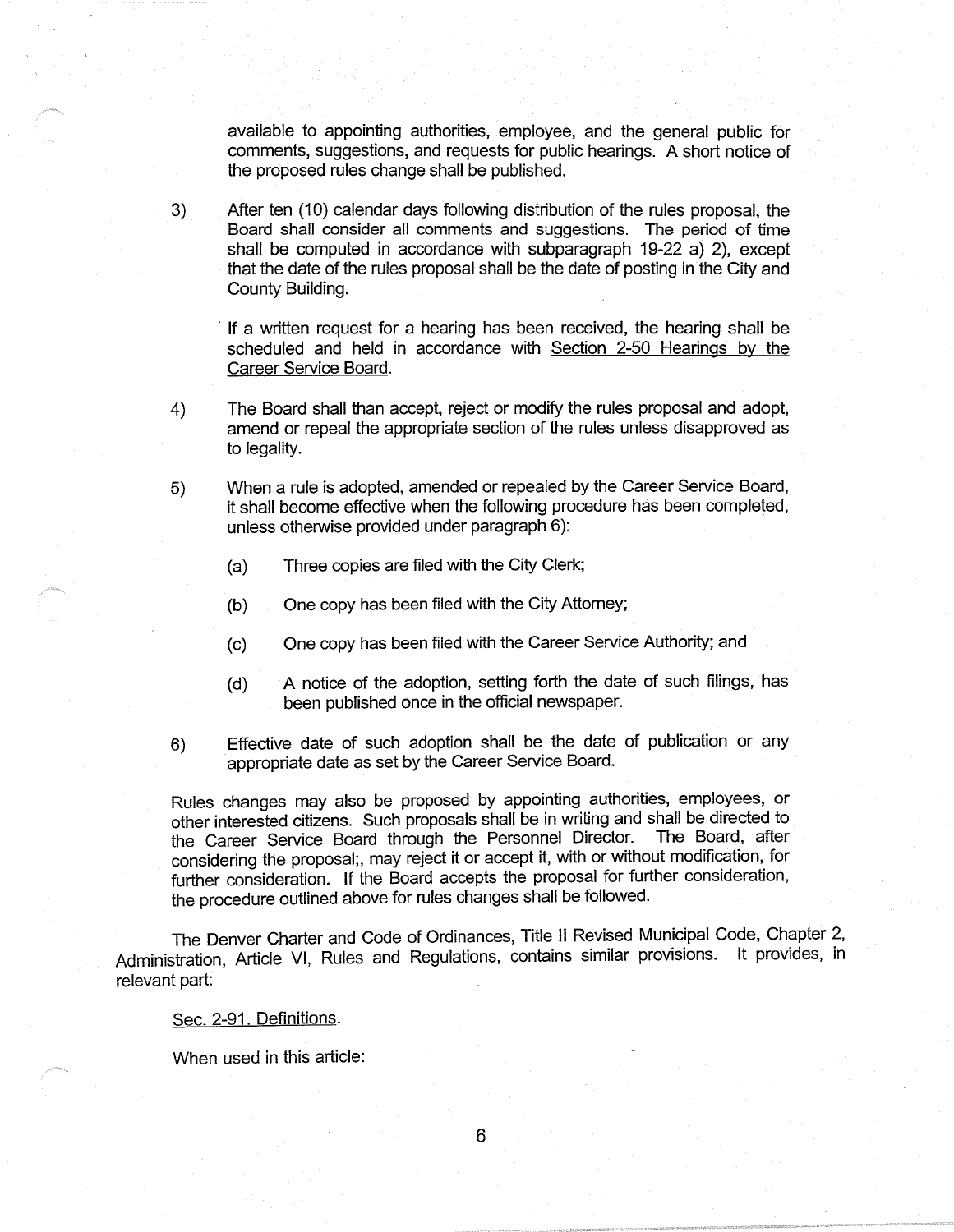available to appointing authorities, employee, and the general public for comments, suggestions, and requests for public hearings. A short notice of the proposed rules change shall be published.

3) After ten (10) calendar days following distribution of the rules proposal, the Board shall consider all comments and suggestions. The period of time shall be computed in accordance with subparagraph 19-22 a) 2), except that the date of the rules proposal shall be the date of posting in the City and County Building.

   If a written request for a hearing has been received, the hearing shall be scheduled and held in accordance with <u>Section 2-50 Hearings by the Career Service Board</u>.

4) The Board shall than accept, reject or modify the rules proposal and adopt, amend or repeal the appropriate section of the rules unless disapproved as to legality.

5) When a rule is adopted, amended or repealed by the Career Service Board, it shall become effective when the following procedure has been completed, unless otherwise provided under paragraph 6):

   (a) Three copies are filed with the City Clerk;

   (b) One copy has been filed with the City Attorney;

   (c) One copy has been filed with the Career Service Authority; and

   (d) A notice of the adoption, setting forth the date of such filings, has been published once in the official newspaper.

6) Effective date of such adoption shall be the date of publication or any appropriate date as set by the Career Service Board.

Rules changes may also be proposed by appointing authorities, employees, or other interested citizens. Such proposals shall be in writing and shall be directed to the Career Service Board through the Personnel Director. The Board, after considering the proposal;, may reject it or accept it, with or without modification, for further consideration. If the Board accepts the proposal for further consideration, the procedure outlined above for rules changes shall be followed.

The Denver Charter and Code of Ordinances, Title II Revised Municipal Code, Chapter 2, Administration, Article VI, Rules and Regulations, contains similar provisions. It provides, in relevant part:

<u>Sec. 2-91. Definitions</u>.

When used in this article: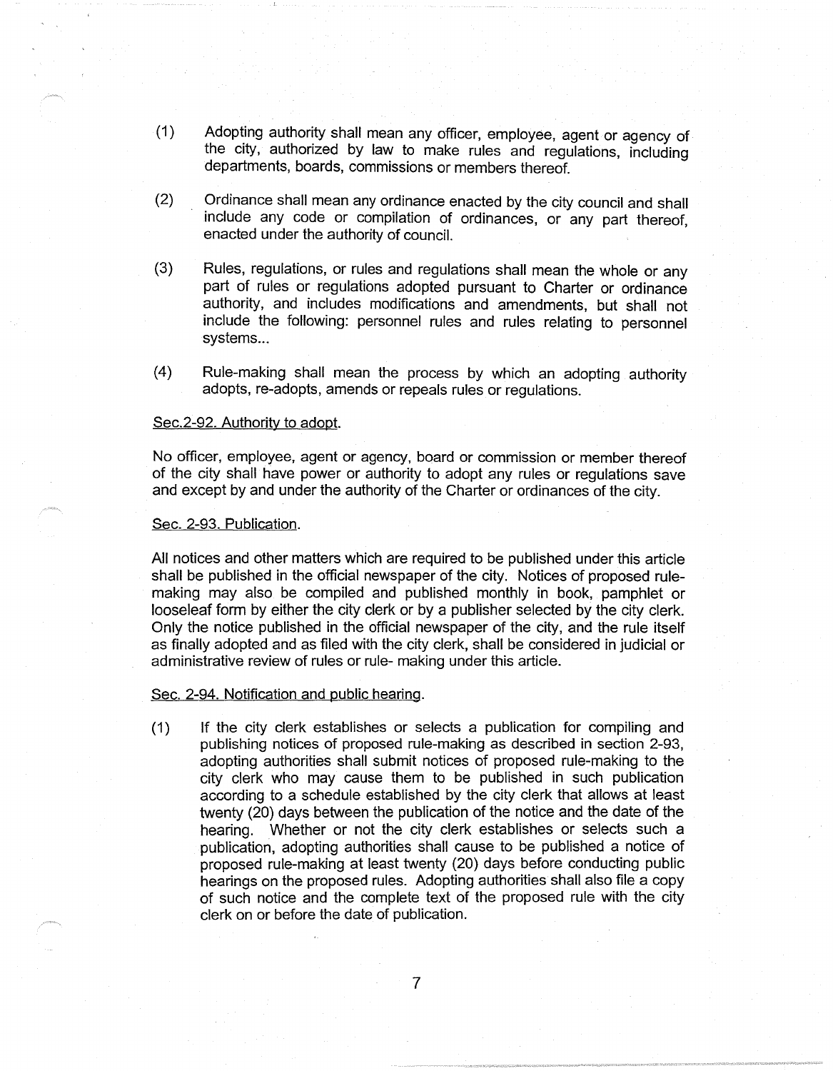(1) Adopting authority shall mean any officer, employee, agent or agency of the city, authorized by law to make rules and regulations, including departments, boards, commissions or members thereof.

(2) Ordinance shall mean any ordinance enacted by the city council and shall include any code or compilation of ordinances, or any part thereof, enacted under the authority of council.

(3) Rules, regulations, or rules and regulations shall mean the whole or any part of rules or regulations adopted pursuant to Charter or ordinance authority, and includes modifications and amendments, but shall not include the following: personnel rules and rules relating to personnel systems...

(4) Rule-making shall mean the process by which an adopting authority adopts, re-adopts, amends or repeals rules or regulations.

Sec.2-92. Authority to adopt.

No officer, employee, agent or agency, board or commission or member thereof of the city shall have power or authority to adopt any rules or regulations save and except by and under the authority of the Charter or ordinances of the city.

Sec. 2-93. Publication.

All notices and other matters which are required to be published under this article shall be published in the official newspaper of the city. Notices of proposed rule-making may also be compiled and published monthly in book, pamphlet or looseleaf form by either the city clerk or by a publisher selected by the city clerk. Only the notice published in the official newspaper of the city, and the rule itself as finally adopted and as filed with the city clerk, shall be considered in judicial or administrative review of rules or rule- making under this article.

Sec. 2-94. Notification and public hearing.

(1) If the city clerk establishes or selects a publication for compiling and publishing notices of proposed rule-making as described in section 2-93, adopting authorities shall submit notices of proposed rule-making to the city clerk who may cause them to be published in such publication according to a schedule established by the city clerk that allows at least twenty (20) days between the publication of the notice and the date of the hearing. Whether or not the city clerk establishes or selects such a publication, adopting authorities shall cause to be published a notice of proposed rule-making at least twenty (20) days before conducting public hearings on the proposed rules. Adopting authorities shall also file a copy of such notice and the complete text of the proposed rule with the city clerk on or before the date of publication.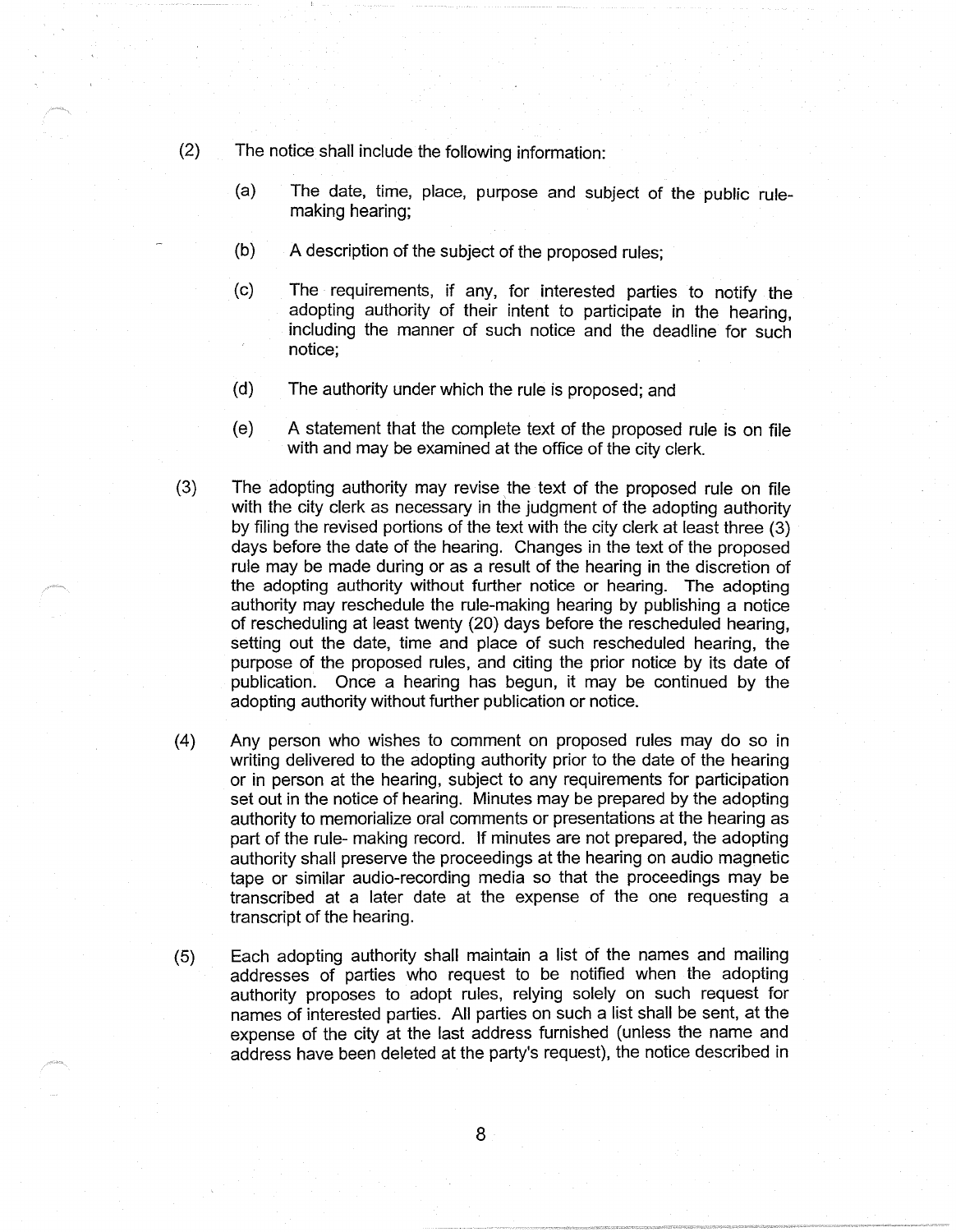(2) The notice shall include the following information:

   (a) The date, time, place, purpose and subject of the public rule-making hearing;

   (b) A description of the subject of the proposed rules;

   (c) The requirements, if any, for interested parties to notify the adopting authority of their intent to participate in the hearing, including the manner of such notice and the deadline for such notice;

   (d) The authority under which the rule is proposed; and

   (e) A statement that the complete text of the proposed rule is on file with and may be examined at the office of the city clerk.

(3) The adopting authority may revise the text of the proposed rule on file with the city clerk as necessary in the judgment of the adopting authority by filing the revised portions of the text with the city clerk at least three (3) days before the date of the hearing. Changes in the text of the proposed rule may be made during or as a result of the hearing in the discretion of the adopting authority without further notice or hearing. The adopting authority may reschedule the rule-making hearing by publishing a notice of rescheduling at least twenty (20) days before the rescheduled hearing, setting out the date, time and place of such rescheduled hearing, the purpose of the proposed rules, and citing the prior notice by its date of publication. Once a hearing has begun, it may be continued by the adopting authority without further publication or notice.

(4) Any person who wishes to comment on proposed rules may do so in writing delivered to the adopting authority prior to the date of the hearing or in person at the hearing, subject to any requirements for participation set out in the notice of hearing. Minutes may be prepared by the adopting authority to memorialize oral comments or presentations at the hearing as part of the rule- making record. If minutes are not prepared, the adopting authority shall preserve the proceedings at the hearing on audio magnetic tape or similar audio-recording media so that the proceedings may be transcribed at a later date at the expense of the one requesting a transcript of the hearing.

(5) Each adopting authority shall maintain a list of the names and mailing addresses of parties who request to be notified when the adopting authority proposes to adopt rules, relying solely on such request for names of interested parties. All parties on such a list shall be sent, at the expense of the city at the last address furnished (unless the name and address have been deleted at the party's request), the notice described in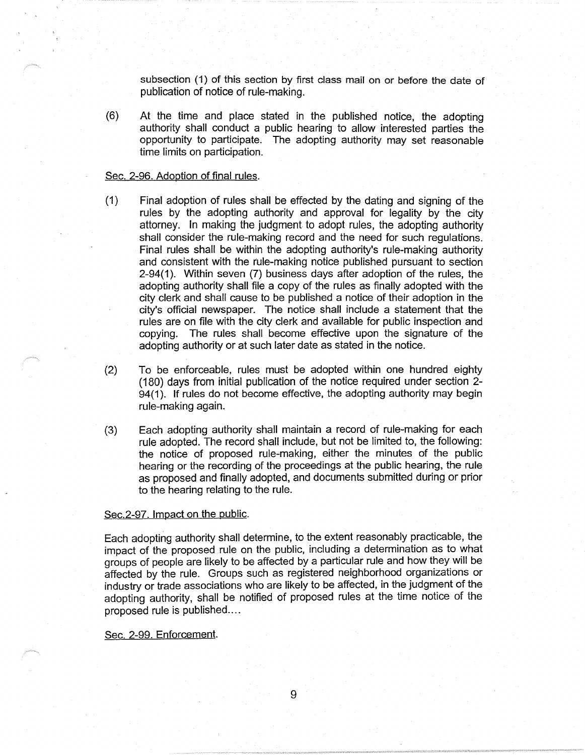subsection (1) of this section by first class mail on or before the date of publication of notice of rule-making.

(6) At the time and place stated in the published notice, the adopting authority shall conduct a public hearing to allow interested parties the opportunity to participate. The adopting authority may set reasonable time limits on participation.

Sec. 2-96. Adoption of final rules.

(1) Final adoption of rules shall be effected by the dating and signing of the rules by the adopting authority and approval for legality by the city attorney. In making the judgment to adopt rules, the adopting authority shall consider the rule-making record and the need for such regulations. Final rules shall be within the adopting authority's rule-making authority and consistent with the rule-making notice published pursuant to section 2-94(1). Within seven (7) business days after adoption of the rules, the adopting authority shall file a copy of the rules as finally adopted with the city clerk and shall cause to be published a notice of their adoption in the city's official newspaper. The notice shall include a statement that the rules are on file with the city clerk and available for public inspection and copying. The rules shall become effective upon the signature of the adopting authority or at such later date as stated in the notice.

(2) To be enforceable, rules must be adopted within one hundred eighty (180) days from initial publication of the notice required under section 2-94(1). If rules do not become effective, the adopting authority may begin rule-making again.

(3) Each adopting authority shall maintain a record of rule-making for each rule adopted. The record shall include, but not be limited to, the following: the notice of proposed rule-making, either the minutes of the public hearing or the recording of the proceedings at the public hearing, the rule as proposed and finally adopted, and documents submitted during or prior to the hearing relating to the rule.

Sec.2-97. Impact on the public.

Each adopting authority shall determine, to the extent reasonably practicable, the impact of the proposed rule on the public, including a determination as to what groups of people are likely to be affected by a particular rule and how they will be affected by the rule. Groups such as registered neighborhood organizations or industry or trade associations who are likely to be affected, in the judgment of the adopting authority, shall be notified of proposed rules at the time notice of the proposed rule is published....

Sec. 2-99. Enforcement.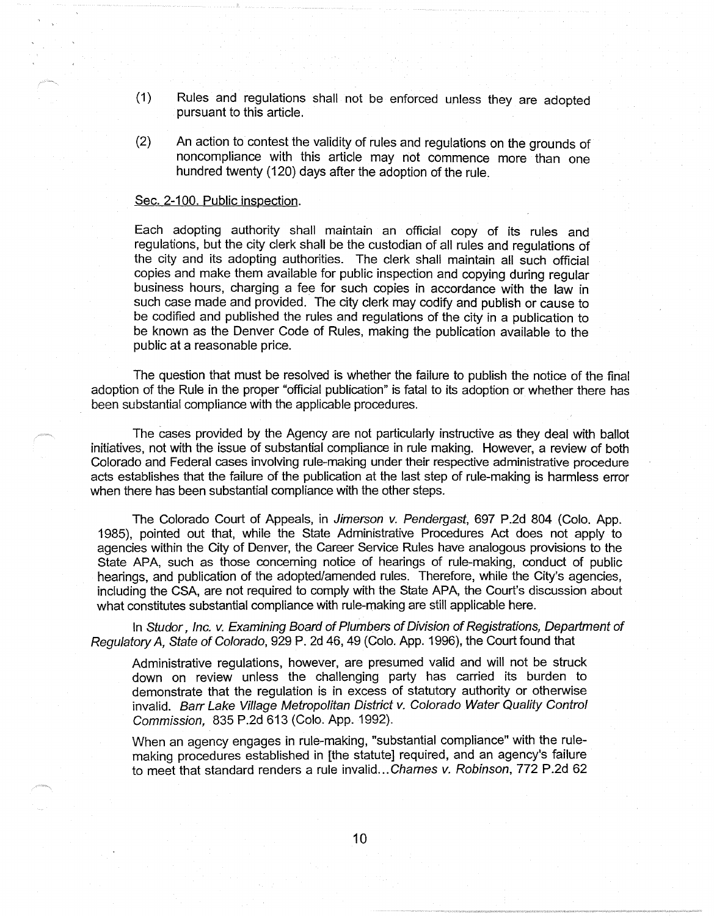(1) Rules and regulations shall not be enforced unless they are adopted pursuant to this article.

(2) An action to contest the validity of rules and regulations on the grounds of noncompliance with this article may not commence more than one hundred twenty (120) days after the adoption of the rule.

Sec. 2-100. Public inspection.

Each adopting authority shall maintain an official copy of its rules and regulations, but the city clerk shall be the custodian of all rules and regulations of the city and its adopting authorities. The clerk shall maintain all such official copies and make them available for public inspection and copying during regular business hours, charging a fee for such copies in accordance with the law in such case made and provided. The city clerk may codify and publish or cause to be codified and published the rules and regulations of the city in a publication to be known as the Denver Code of Rules, making the publication available to the public at a reasonable price.

The question that must be resolved is whether the failure to publish the notice of the final adoption of the Rule in the proper "official publication" is fatal to its adoption or whether there has been substantial compliance with the applicable procedures.

The cases provided by the Agency are not particularly instructive as they deal with ballot initiatives, not with the issue of substantial compliance in rule making. However, a review of both Colorado and Federal cases involving rule-making under their respective administrative procedure acts establishes that the failure of the publication at the last step of rule-making is harmless error when there has been substantial compliance with the other steps.

The Colorado Court of Appeals, in *Jimerson v. Pendergast*, 697 P.2d 804 (Colo. App. 1985), pointed out that, while the State Administrative Procedures Act does not apply to agencies within the City of Denver, the Career Service Rules have analogous provisions to the State APA, such as those concerning notice of hearings of rule-making, conduct of public hearings, and publication of the adopted/amended rules. Therefore, while the City's agencies, including the CSA, are not required to comply with the State APA, the Court's discussion about what constitutes substantial compliance with rule-making are still applicable here.

In *Studor, Inc. v. Examining Board of Plumbers of Division of Registrations, Department of Regulatory A, State of Colorado*, 929 P. 2d 46, 49 (Colo. App. 1996), the Court found that

> Administrative regulations, however, are presumed valid and will not be struck down on review unless the challenging party has carried its burden to demonstrate that the regulation is in excess of statutory authority or otherwise invalid. *Barr Lake Village Metropolitan District v. Colorado Water Quality Control Commission*, 835 P.2d 613 (Colo. App. 1992).
>
> When an agency engages in rule-making, "substantial compliance" with the rule-making procedures established in [the statute] required, and an agency's failure to meet that standard renders a rule invalid...*Charnes v. Robinson*, 772 P.2d 62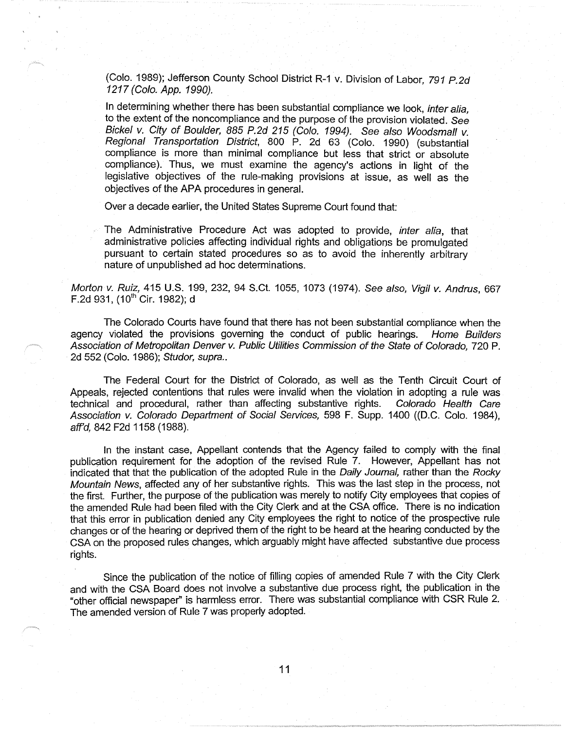(Colo. 1989); Jefferson County School District R-1 v. Division of Labor, *791 P.2d 1217 (Colo. App. 1990).*

In determining whether there has been substantial compliance we look, *inter alia,* to the extent of the noncompliance and the purpose of the provision violated. *See Bickel v. City of Boulder, 885 P.2d 215 (Colo. 1994). See also Woodsmall v. Regional Transportation District*, 800 P. 2d 63 (Colo. 1990) (substantial compliance is more than minimal compliance but less that strict or absolute compliance). Thus, we must examine the agency's actions in light of the legislative objectives of the rule-making provisions at issue, as well as the objectives of the APA procedures in general.

Over a decade earlier, the United States Supreme Court found that:

> The Administrative Procedure Act was adopted to provide, *inter alia*, that administrative policies affecting individual rights and obligations be promulgated pursuant to certain stated procedures so as to avoid the inherently arbitrary nature of unpublished ad hoc determinations.

*Morton v. Ruiz,* 415 U.S. 199, 232, 94 S.Ct. 1055, 1073 (1974). *See also, Vigil v. Andrus*, 667 F.2d 931, (10th Cir. 1982); d

The Colorado Courts have found that there has not been substantial compliance when the agency violated the provisions governing the conduct of public hearings. *Home Builders Association of Metropolitan Denver v. Public Utilities Commission of the State of Colorado,* 720 P. 2d 552 (Colo. 1986); *Studor, supra.*.

The Federal Court for the District of Colorado, as well as the Tenth Circuit Court of Appeals, rejected contentions that rules were invalid when the violation in adopting a rule was technical and procedural, rather than affecting substantive rights. *Colorado Health Care Association v. Colorado Department of Social Services,* 598 F. Supp. 1400 ((D.C. Colo. 1984), *aff'd,* 842 F2d 1158 (1988).

In the instant case, Appellant contends that the Agency failed to comply with the final publication requirement for the adoption of the revised Rule 7. However, Appellant has not indicated that that the publication of the adopted Rule in the *Daily Journal,* rather than the *Rocky Mountain News*, affected any of her substantive rights. This was the last step in the process, not the first. Further, the purpose of the publication was merely to notify City employees that copies of the amended Rule had been filed with the City Clerk and at the CSA office. There is no indication that this error in publication denied any City employees the right to notice of the prospective rule changes or of the hearing or deprived them of the right to be heard at the hearing conducted by the CSA on the proposed rules changes, which arguably might have affected substantive due process rights.

Since the publication of the notice of filling copies of amended Rule 7 with the City Clerk and with the CSA Board does not involve a substantive due process right, the publication in the "other official newspaper" is harmless error. There was substantial compliance with CSR Rule 2. The amended version of Rule 7 was properly adopted.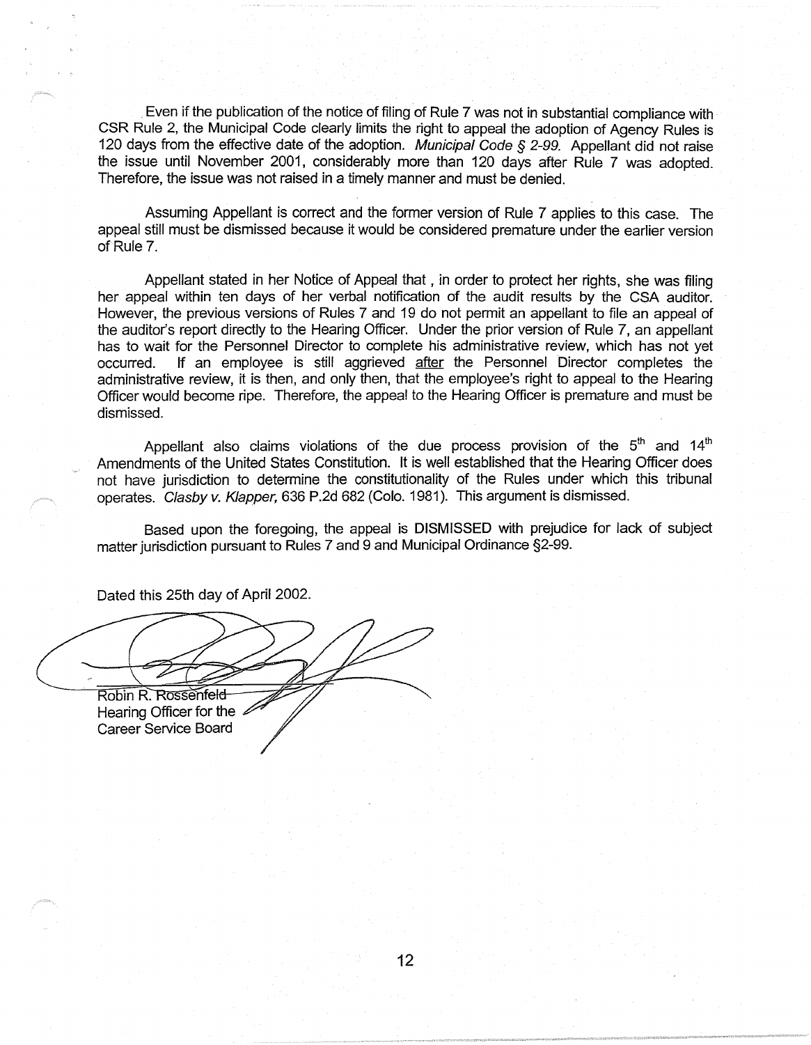Even if the publication of the notice of filing of Rule 7 was not in substantial compliance with CSR Rule 2, the Municipal Code clearly limits the right to appeal the adoption of Agency Rules is 120 days from the effective date of the adoption. *Municipal Code § 2-99.* Appellant did not raise the issue until November 2001, considerably more than 120 days after Rule 7 was adopted. Therefore, the issue was not raised in a timely manner and must be denied.

Assuming Appellant is correct and the former version of Rule 7 applies to this case. The appeal still must be dismissed because it would be considered premature under the earlier version of Rule 7.

Appellant stated in her Notice of Appeal that , in order to protect her rights, she was filing her appeal within ten days of her verbal notification of the audit results by the CSA auditor. However, the previous versions of Rules 7 and 19 do not permit an appellant to file an appeal of the auditor's report directly to the Hearing Officer. Under the prior version of Rule 7, an appellant has to wait for the Personnel Director to complete his administrative review, which has not yet occurred. If an employee is still aggrieved <u>after</u> the Personnel Director completes the administrative review, it is then, and only then, that the employee's right to appeal to the Hearing Officer would become ripe. Therefore, the appeal to the Hearing Officer is premature and must be dismissed.

Appellant also claims violations of the due process provision of the 5th and 14th Amendments of the United States Constitution. It is well established that the Hearing Officer does not have jurisdiction to determine the constitutionality of the Rules under which this tribunal operates. *Clasby v. Klapper,* 636 P.2d 682 (Colo. 1981). This argument is dismissed.

Based upon the foregoing, the appeal is DISMISSED with prejudice for lack of subject matter jurisdiction pursuant to Rules 7 and 9 and Municipal Ordinance §2-99.

Dated this 25th day of April 2002.

Robin R. Rossenfeld
Hearing Officer for the
Career Service Board